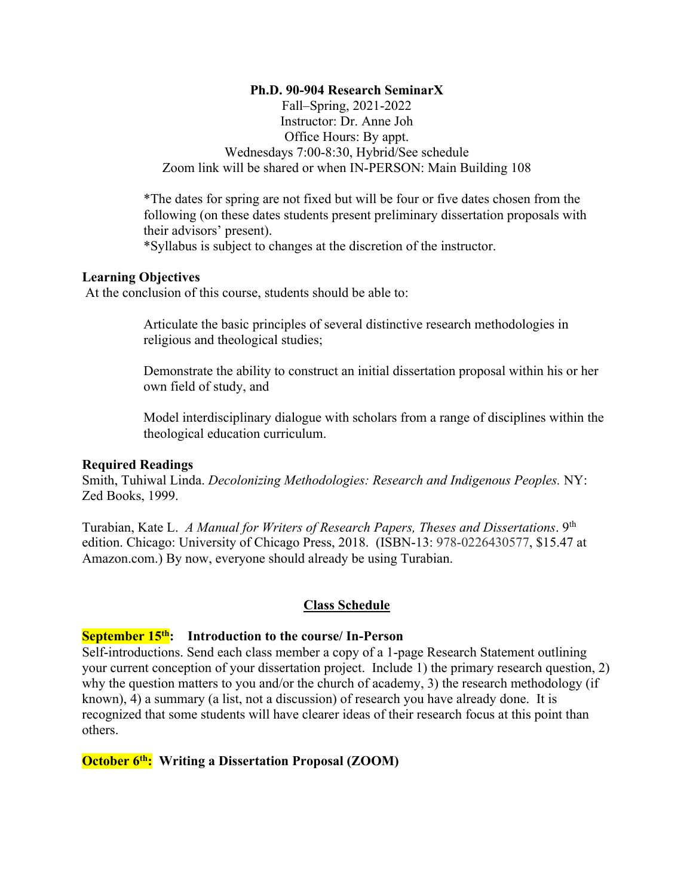**Ph.D. 90-904 Research SeminarX**

Fall–Spring, 2021-2022
Instructor: Dr. Anne Joh
Office Hours: By appt.
Wednesdays 7:00-8:30, Hybrid/See schedule
Zoom link will be shared or when IN-PERSON: Main Building 108

*The dates for spring are not fixed but will be four or five dates chosen from the following (on these dates students present preliminary dissertation proposals with their advisors' present).
*Syllabus is subject to changes at the discretion of the instructor.

### Learning Objectives

At the conclusion of this course, students should be able to:

Articulate the basic principles of several distinctive research methodologies in religious and theological studies;

Demonstrate the ability to construct an initial dissertation proposal within his or her own field of study, and

Model interdisciplinary dialogue with scholars from a range of disciplines within the theological education curriculum.

### Required Readings

Smith, Tuhiwal Linda. *Decolonizing Methodologies: Research and Indigenous Peoples.* NY: Zed Books, 1999.

Turabian, Kate L. *A Manual for Writers of Research Papers, Theses and Dissertations*. 9th edition. Chicago: University of Chicago Press, 2018. (ISBN-13: 978-0226430577, $15.47 at Amazon.com.) By now, everyone should already be using Turabian.

## Class Schedule

**September 15th: Introduction to the course/ In-Person**

Self-introductions. Send each class member a copy of a 1-page Research Statement outlining your current conception of your dissertation project. Include 1) the primary research question, 2) why the question matters to you and/or the church of academy, 3) the research methodology (if known), 4) a summary (a list, not a discussion) of research you have already done. It is recognized that some students will have clearer ideas of their research focus at this point than others.

**October 6th: Writing a Dissertation Proposal (ZOOM)**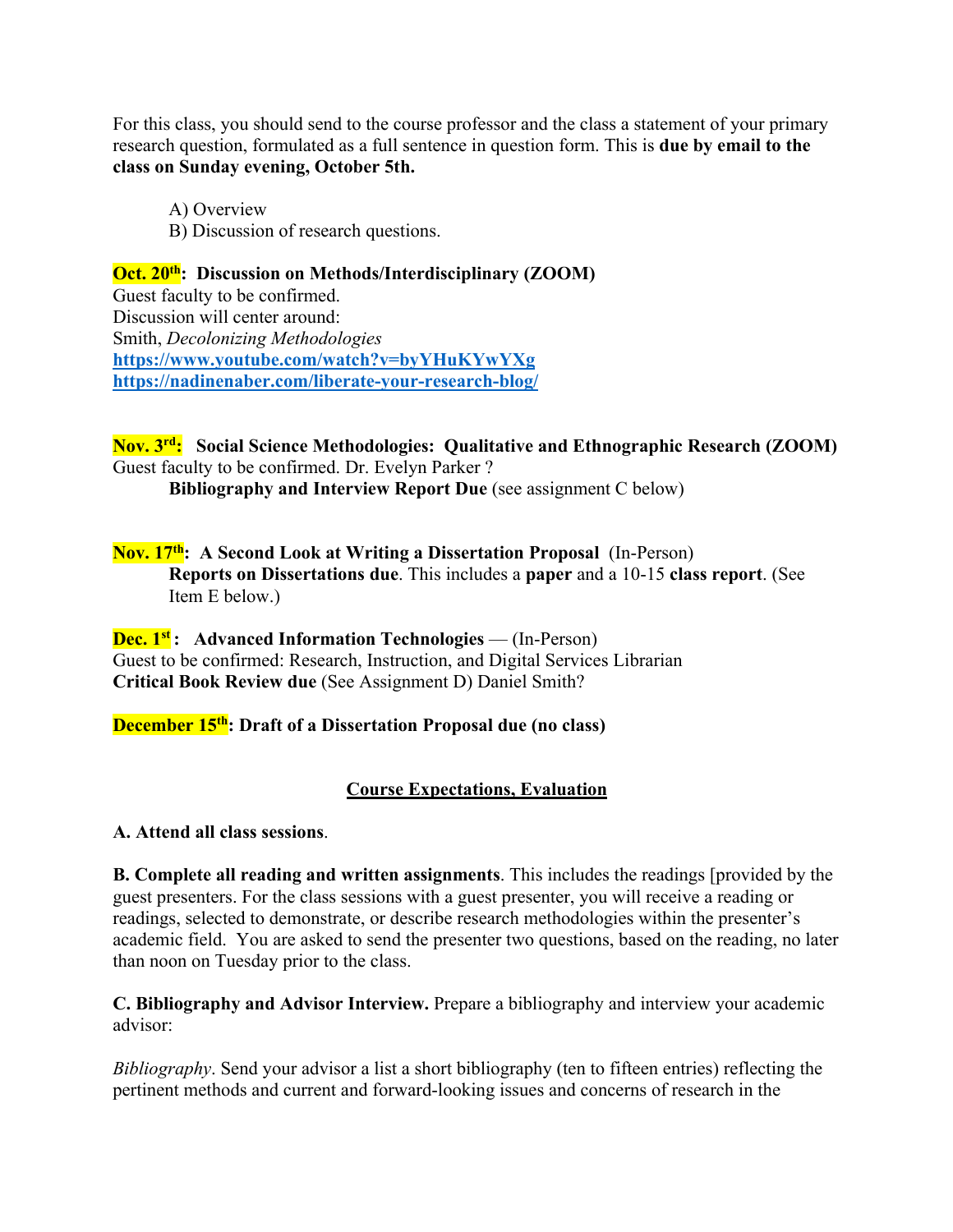For this class, you should send to the course professor and the class a statement of your primary research question, formulated as a full sentence in question form. This is **due by email to the class on Sunday evening, October 5th.**

> A) Overview
> B) Discussion of research questions.

**Oct. 20th: Discussion on Methods/Interdisciplinary (ZOOM)**
Guest faculty to be confirmed.
Discussion will center around:
Smith, *Decolonizing Methodologies*
**https://www.youtube.com/watch?v=byYHuKYwYXg**
**https://nadinenaber.com/liberate-your-research-blog/**

**Nov. 3rd: Social Science Methodologies: Qualitative and Ethnographic Research (ZOOM)**
Guest faculty to be confirmed. Dr. Evelyn Parker ?
> **Bibliography and Interview Report Due** (see assignment C below)

**Nov. 17th: A Second Look at Writing a Dissertation Proposal** (In-Person)
> **Reports on Dissertations due**. This includes a **paper** and a 10-15 **class report**. (See Item E below.)

**Dec. 1st: Advanced Information Technologies** — (In-Person)
Guest to be confirmed: Research, Instruction, and Digital Services Librarian
**Critical Book Review due** (See Assignment D) Daniel Smith?

**December 15th: Draft of a Dissertation Proposal due (no class)**

## Course Expectations, Evaluation

**A. Attend all class sessions**.

**B. Complete all reading and written assignments**. This includes the readings [provided by the guest presenters. For the class sessions with a guest presenter, you will receive a reading or readings, selected to demonstrate, or describe research methodologies within the presenter's academic field. You are asked to send the presenter two questions, based on the reading, no later than noon on Tuesday prior to the class.

**C. Bibliography and Advisor Interview.** Prepare a bibliography and interview your academic advisor:

*Bibliography*. Send your advisor a list a short bibliography (ten to fifteen entries) reflecting the pertinent methods and current and forward-looking issues and concerns of research in the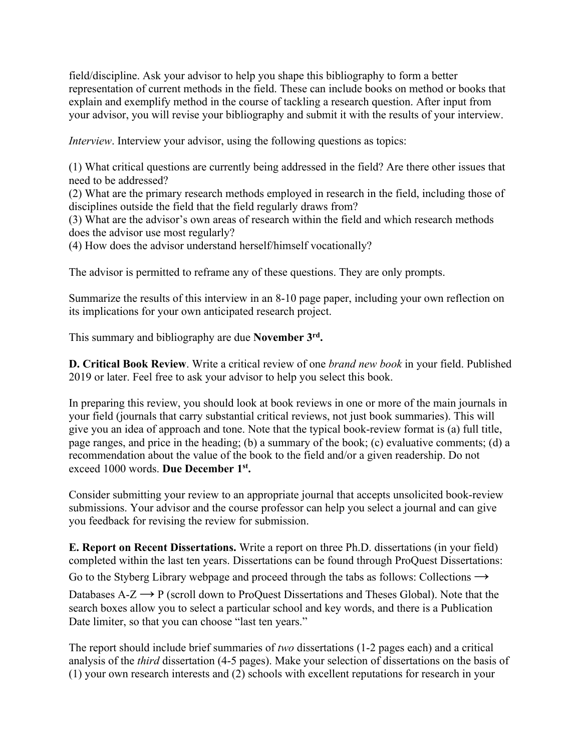field/discipline. Ask your advisor to help you shape this bibliography to form a better representation of current methods in the field. These can include books on method or books that explain and exemplify method in the course of tackling a research question. After input from your advisor, you will revise your bibliography and submit it with the results of your interview.

*Interview*. Interview your advisor, using the following questions as topics:

(1) What critical questions are currently being addressed in the field? Are there other issues that need to be addressed?
(2) What are the primary research methods employed in research in the field, including those of disciplines outside the field that the field regularly draws from?
(3) What are the advisor's own areas of research within the field and which research methods does the advisor use most regularly?
(4) How does the advisor understand herself/himself vocationally?

The advisor is permitted to reframe any of these questions. They are only prompts.

Summarize the results of this interview in an 8-10 page paper, including your own reflection on its implications for your own anticipated research project.

This summary and bibliography are due **November 3rd.**

**D. Critical Book Review**. Write a critical review of one *brand new book* in your field. Published 2019 or later. Feel free to ask your advisor to help you select this book.

In preparing this review, you should look at book reviews in one or more of the main journals in your field (journals that carry substantial critical reviews, not just book summaries). This will give you an idea of approach and tone. Note that the typical book-review format is (a) full title, page ranges, and price in the heading; (b) a summary of the book; (c) evaluative comments; (d) a recommendation about the value of the book to the field and/or a given readership. Do not exceed 1000 words. **Due December 1st.**

Consider submitting your review to an appropriate journal that accepts unsolicited book-review submissions. Your advisor and the course professor can help you select a journal and can give you feedback for revising the review for submission.

**E. Report on Recent Dissertations.** Write a report on three Ph.D. dissertations (in your field) completed within the last ten years. Dissertations can be found through ProQuest Dissertations: Go to the Styberg Library webpage and proceed through the tabs as follows: Collections ⟶ Databases A-Z ⟶ P (scroll down to ProQuest Dissertations and Theses Global). Note that the search boxes allow you to select a particular school and key words, and there is a Publication Date limiter, so that you can choose "last ten years."

The report should include brief summaries of *two* dissertations (1-2 pages each) and a critical analysis of the *third* dissertation (4-5 pages). Make your selection of dissertations on the basis of (1) your own research interests and (2) schools with excellent reputations for research in your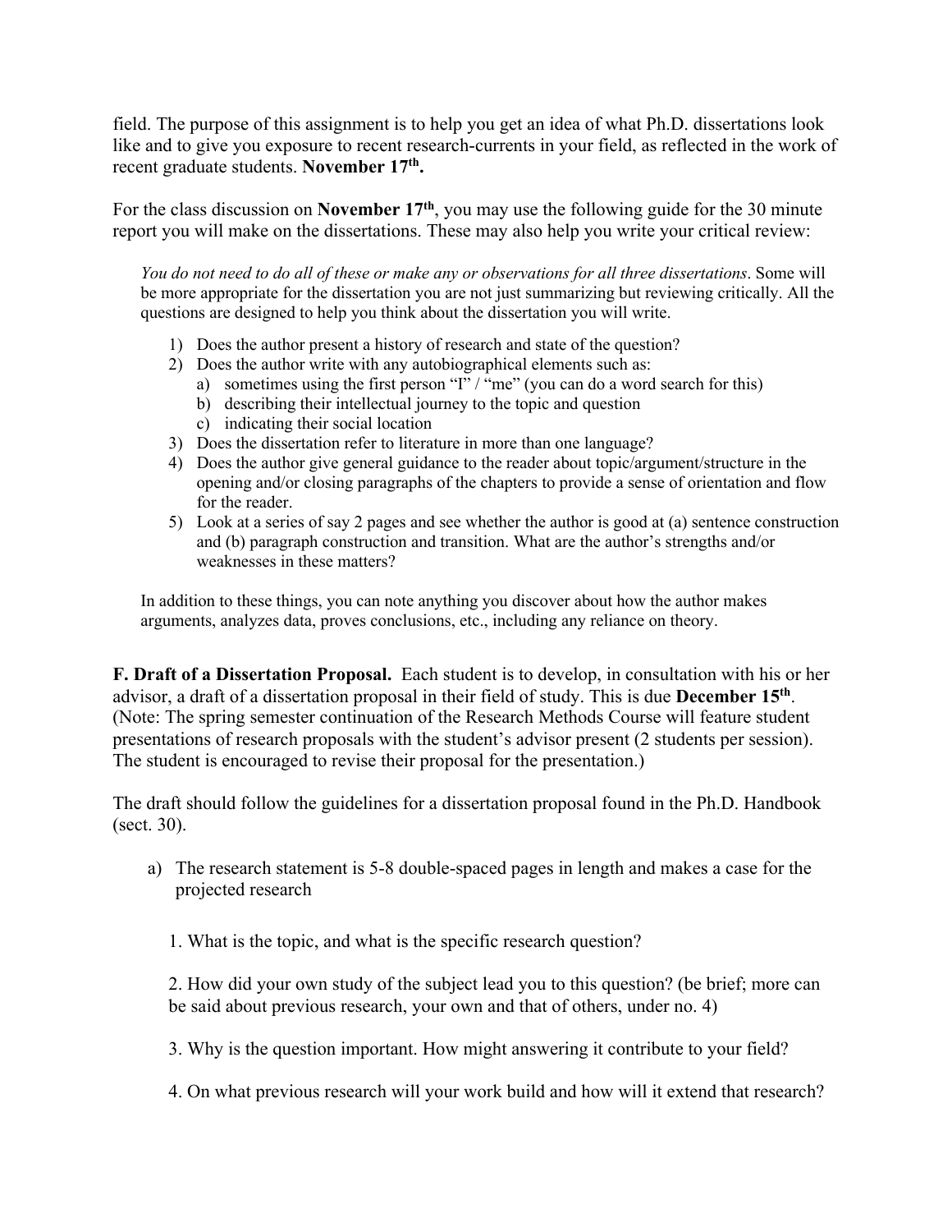field. The purpose of this assignment is to help you get an idea of what Ph.D. dissertations look like and to give you exposure to recent research-currents in your field, as reflected in the work of recent graduate students. **November 17th.**

For the class discussion on **November 17th**, you may use the following guide for the 30 minute report you will make on the dissertations. These may also help you write your critical review:

> *You do not need to do all of these or make any or observations for all three dissertations*. Some will be more appropriate for the dissertation you are not just summarizing but reviewing critically. All the questions are designed to help you think about the dissertation you will write.
>
> 1) Does the author present a history of research and state of the question?
> 2) Does the author write with any autobiographical elements such as:
>    a) sometimes using the first person "I" / "me" (you can do a word search for this)
>    b) describing their intellectual journey to the topic and question
>    c) indicating their social location
> 3) Does the dissertation refer to literature in more than one language?
> 4) Does the author give general guidance to the reader about topic/argument/structure in the opening and/or closing paragraphs of the chapters to provide a sense of orientation and flow for the reader.
> 5) Look at a series of say 2 pages and see whether the author is good at (a) sentence construction and (b) paragraph construction and transition. What are the author's strengths and/or weaknesses in these matters?
>
> In addition to these things, you can note anything you discover about how the author makes arguments, analyzes data, proves conclusions, etc., including any reliance on theory.

**F. Draft of a Dissertation Proposal.** Each student is to develop, in consultation with his or her advisor, a draft of a dissertation proposal in their field of study. This is due **December 15th**. (Note: The spring semester continuation of the Research Methods Course will feature student presentations of research proposals with the student's advisor present (2 students per session). The student is encouraged to revise their proposal for the presentation.)

The draft should follow the guidelines for a dissertation proposal found in the Ph.D. Handbook (sect. 30).

a) The research statement is 5-8 double-spaced pages in length and makes a case for the projected research

   1. What is the topic, and what is the specific research question?

   2. How did your own study of the subject lead you to this question? (be brief; more can be said about previous research, your own and that of others, under no. 4)

   3. Why is the question important. How might answering it contribute to your field?

   4. On what previous research will your work build and how will it extend that research?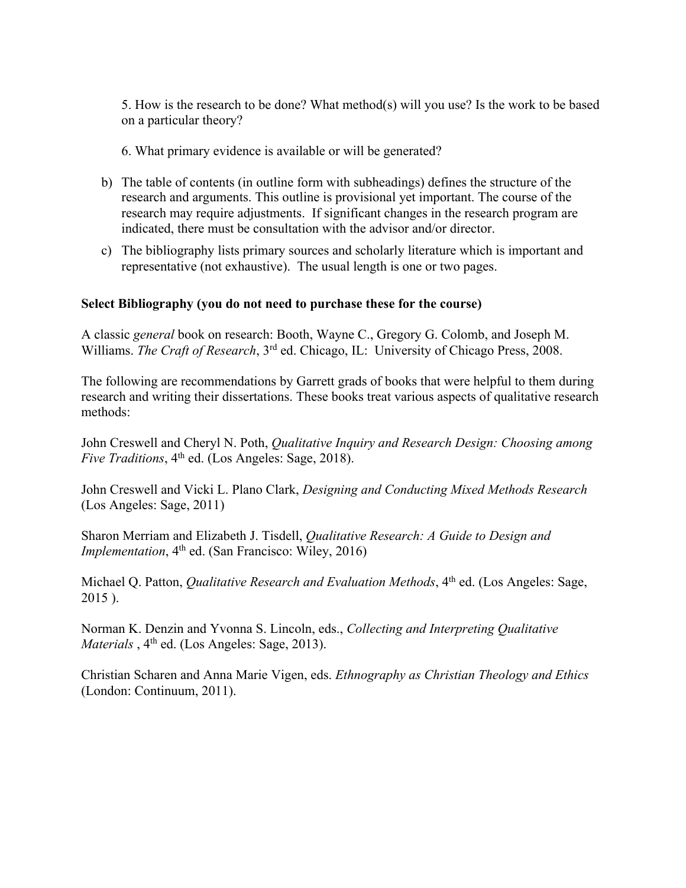5. How is the research to be done? What method(s) will you use? Is the work to be based on a particular theory?

6. What primary evidence is available or will be generated?

b) The table of contents (in outline form with subheadings) defines the structure of the research and arguments. This outline is provisional yet important. The course of the research may require adjustments. If significant changes in the research program are indicated, there must be consultation with the advisor and/or director.

c) The bibliography lists primary sources and scholarly literature which is important and representative (not exhaustive). The usual length is one or two pages.

**Select Bibliography (you do not need to purchase these for the course)**

A classic *general* book on research: Booth, Wayne C., Gregory G. Colomb, and Joseph M. Williams. *The Craft of Research*, 3rd ed. Chicago, IL: University of Chicago Press, 2008.

The following are recommendations by Garrett grads of books that were helpful to them during research and writing their dissertations. These books treat various aspects of qualitative research methods:

John Creswell and Cheryl N. Poth, *Qualitative Inquiry and Research Design: Choosing among Five Traditions*, 4th ed. (Los Angeles: Sage, 2018).

John Creswell and Vicki L. Plano Clark, *Designing and Conducting Mixed Methods Research* (Los Angeles: Sage, 2011)

Sharon Merriam and Elizabeth J. Tisdell, *Qualitative Research: A Guide to Design and Implementation*, 4th ed. (San Francisco: Wiley, 2016)

Michael Q. Patton, *Qualitative Research and Evaluation Methods*, 4th ed. (Los Angeles: Sage, 2015 ).

Norman K. Denzin and Yvonna S. Lincoln, eds., *Collecting and Interpreting Qualitative Materials* , 4th ed. (Los Angeles: Sage, 2013).

Christian Scharen and Anna Marie Vigen, eds. *Ethnography as Christian Theology and Ethics* (London: Continuum, 2011).